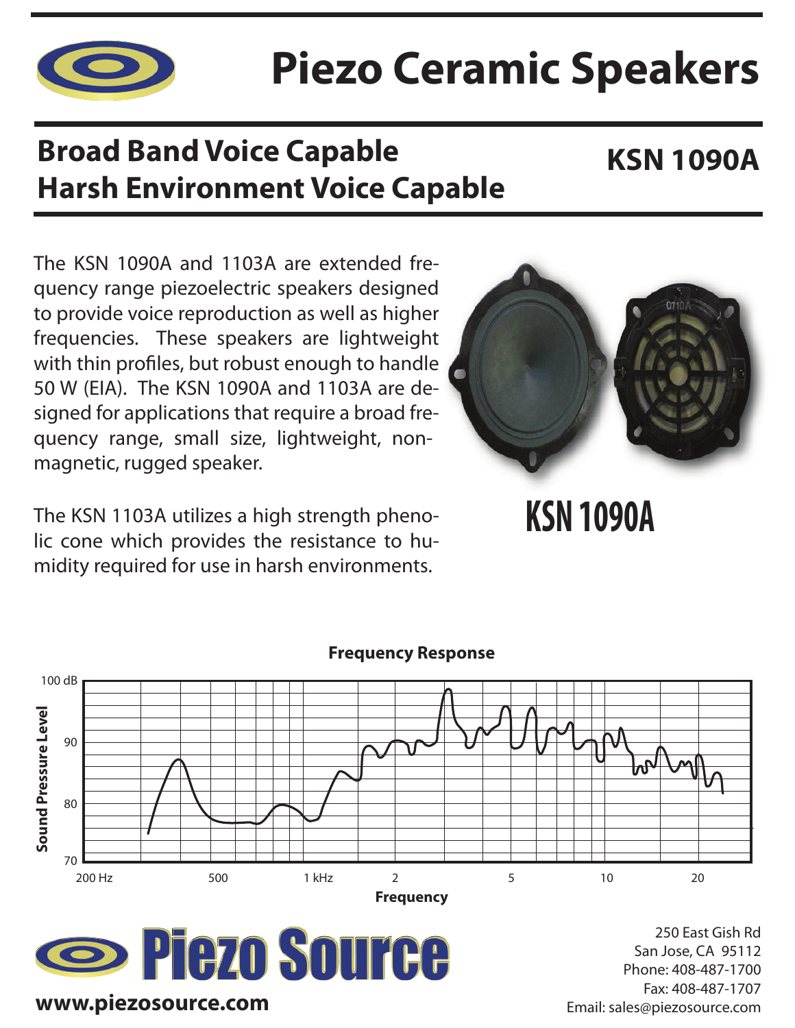# Piezo Ceramic Speakers

## Broad Band Voice Capable
## Harsh Environment Voice Capable

## KSN 1090A

The KSN 1090A and 1103A are extended frequency range piezoelectric speakers designed to provide voice reproduction as well as higher frequencies. These speakers are lightweight with thin profiles, but robust enough to handle 50 W (EIA). The KSN 1090A and 1103A are designed for applications that require a broad frequency range, small size, lightweight, non-magnetic, rugged speaker.

The KSN 1103A utilizes a high strength phenolic cone which provides the resistance to humidity required for use in harsh environments.

**KSN 1090A**

**Frequency Response**

Sound Pressure Level: 70–100 dB
Frequency: 200 Hz – 20 kHz

**Piezo Source**

**www.piezosource.com**

250 East Gish Rd
San Jose, CA 95112
Phone: 408-487-1700
Fax: 408-487-1707
Email: sales@piezosource.com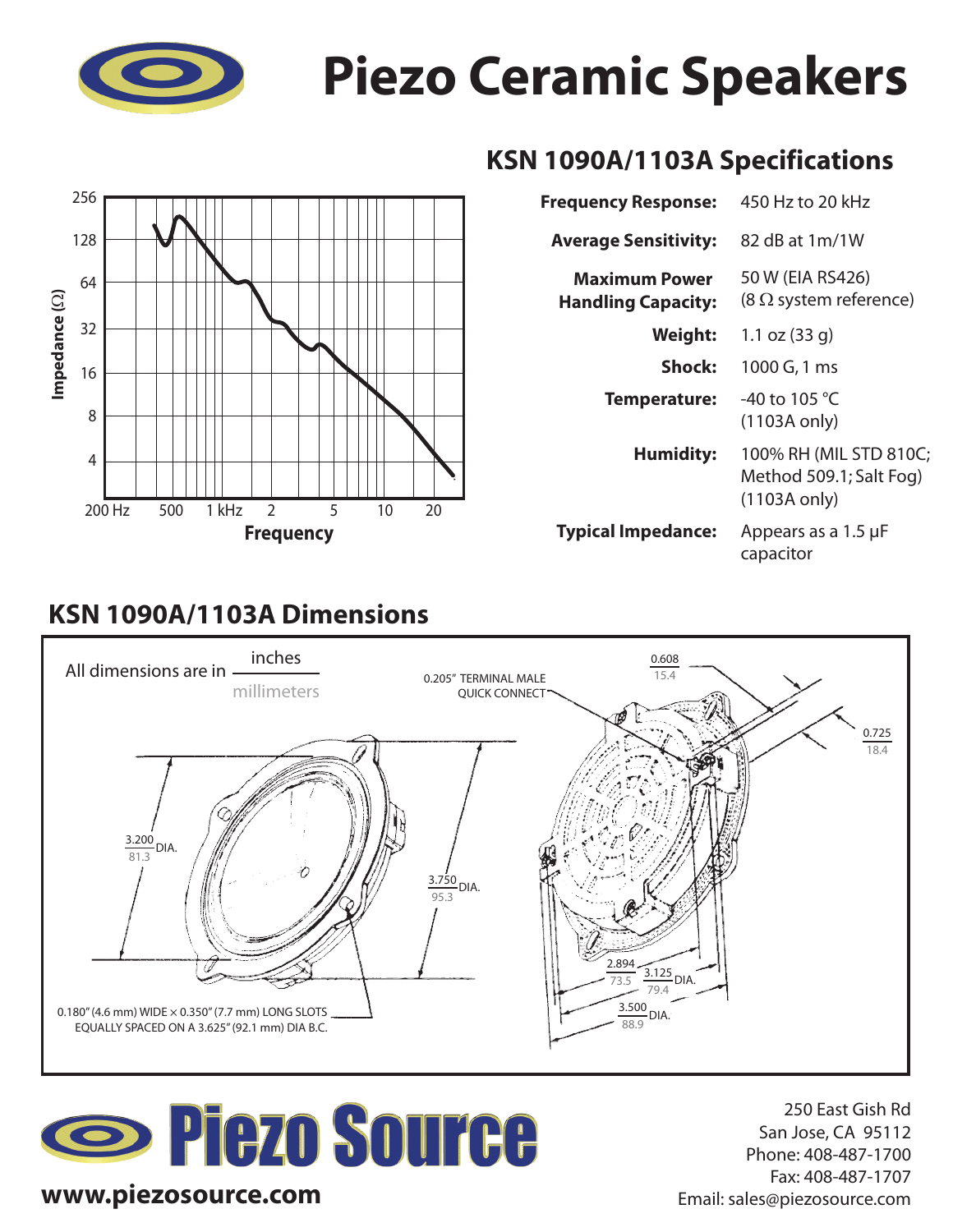# Piezo Ceramic Speakers

Impedance (Ω)

256
128
64
32
16
8
4

200 Hz 500 1 kHz 2 5 10 20

Frequency

## KSN 1090A/1103A Specifications

| | |
|---|---|
| **Frequency Response:** | 450 Hz to 20 kHz |
| **Average Sensitivity:** | 82 dB at 1m/1W |
| **Maximum Power Handling Capacity:** | 50 W (EIA RS426) (8 Ω system reference) |
| **Weight:** | 1.1 oz (33 g) |
| **Shock:** | 1000 G, 1 ms |
| **Temperature:** | -40 to 105 °C (1103A only) |
| **Humidity:** | 100% RH (MIL STD 810C; Method 509.1; Salt Fog) (1103A only) |
| **Typical Impedance:** | Appears as a 1.5 μF capacitor |

## KSN 1090A/1103A Dimensions

All dimensions are in inches / millimeters

0.205" TERMINAL MALE QUICK CONNECT

0.608 / 15.4

0.725 / 18.4

3.200 / 81.3 DIA.

3.750 / 95.3 DIA.

2.894 / 73.5

3.125 / 79.4 DIA.

3.500 / 88.9 DIA.

0.180" (4.6 mm) WIDE × 0.350" (7.7 mm) LONG SLOTS EQUALLY SPACED ON A 3.625" (92.1 mm) DIA B.C.

Piezo Source

www.piezosource.com

250 East Gish Rd
San Jose, CA 95112
Phone: 408-487-1700
Fax: 408-487-1707
Email: sales@piezosource.com